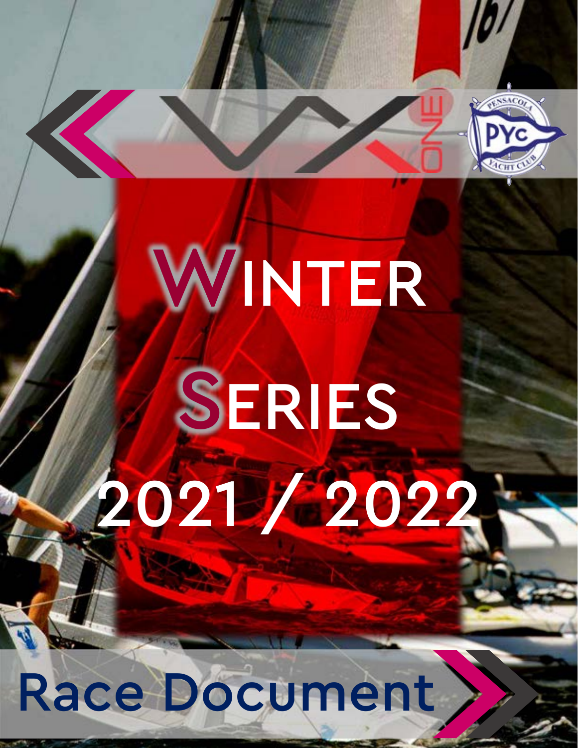# Winter Series 2021 / 2022

## Race Document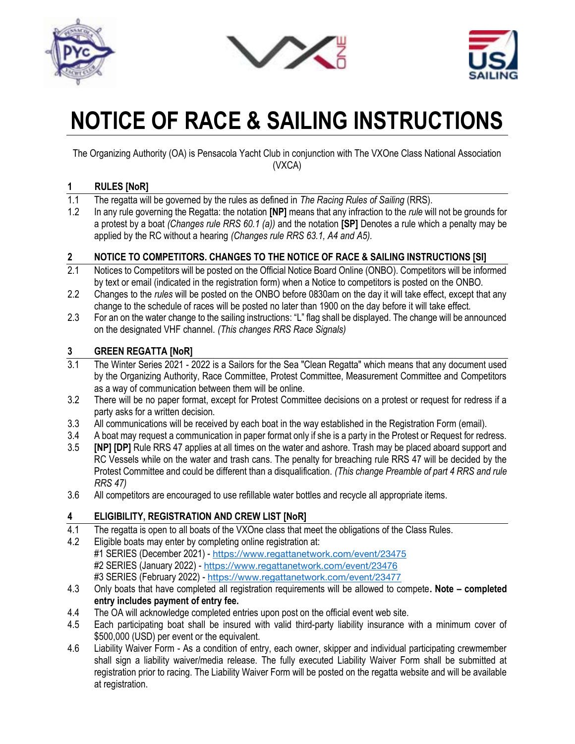# NOTICE OF RACE & SAILING INSTRUCTIONS

The Organizing Authority (OA) is Pensacola Yacht Club in conjunction with The VXOne Class National Association (VXCA)

## 1 RULES [NoR]

1.1 The regatta will be governed by the rules as defined in *The Racing Rules of Sailing* (RRS).

1.2 In any rule governing the Regatta: the notation **[NP]** means that any infraction to the *rule* will not be grounds for a protest by a boat *(Changes rule RRS 60.1 (a))* and the notation **[SP]** Denotes a rule which a penalty may be applied by the RC without a hearing *(Changes rule RRS 63.1, A4 and A5).*

## 2 NOTICE TO COMPETITORS. CHANGES TO THE NOTICE OF RACE & SAILING INSTRUCTIONS [SI]

2.1 Notices to Competitors will be posted on the Official Notice Board Online (ONBO). Competitors will be informed by text or email (indicated in the registration form) when a Notice to competitors is posted on the ONBO.

2.2 Changes to the *rules* will be posted on the ONBO before 0830am on the day it will take effect, except that any change to the schedule of races will be posted no later than 1900 on the day before it will take effect.

2.3 For an on the water change to the sailing instructions: "L" flag shall be displayed. The change will be announced on the designated VHF channel. *(This changes RRS Race Signals)*

## 3 GREEN REGATTA [NoR]

3.1 The Winter Series 2021 - 2022 is a Sailors for the Sea "Clean Regatta" which means that any document used by the Organizing Authority, Race Committee, Protest Committee, Measurement Committee and Competitors as a way of communication between them will be online.

3.2 There will be no paper format, except for Protest Committee decisions on a protest or request for redress if a party asks for a written decision.

3.3 All communications will be received by each boat in the way established in the Registration Form (email).

3.4 A boat may request a communication in paper format only if she is a party in the Protest or Request for redress.

3.5 **[NP] [DP]** Rule RRS 47 applies at all times on the water and ashore. Trash may be placed aboard support and RC Vessels while on the water and trash cans. The penalty for breaching rule RRS 47 will be decided by the Protest Committee and could be different than a disqualification. *(This change Preamble of part 4 RRS and rule RRS 47)*

3.6 All competitors are encouraged to use refillable water bottles and recycle all appropriate items.

## 4 ELIGIBILITY, REGISTRATION AND CREW LIST [NoR]

4.1 The regatta is open to all boats of the VXOne class that meet the obligations of the Class Rules.

4.2 Eligible boats may enter by completing online registration at:
#1 SERIES (December 2021) - https://www.regattanetwork.com/event/23475
#2 SERIES (January 2022) - https://www.regattanetwork.com/event/23476
#3 SERIES (February 2022) - https://www.regattanetwork.com/event/23477

4.3 Only boats that have completed all registration requirements will be allowed to compete**. Note – completed entry includes payment of entry fee.**

4.4 The OA will acknowledge completed entries upon post on the official event web site.

4.5 Each participating boat shall be insured with valid third-party liability insurance with a minimum cover of $500,000 (USD) per event or the equivalent.

4.6 Liability Waiver Form - As a condition of entry, each owner, skipper and individual participating crewmember shall sign a liability waiver/media release. The fully executed Liability Waiver Form shall be submitted at registration prior to racing. The Liability Waiver Form will be posted on the regatta website and will be available at registration.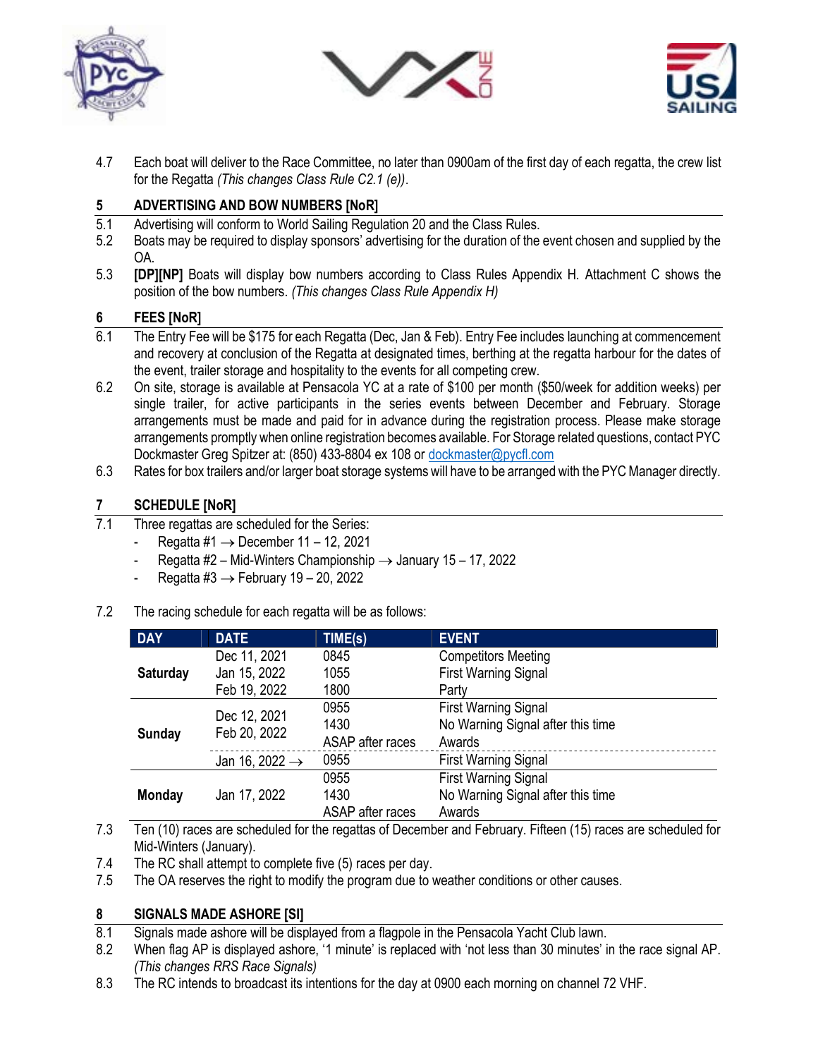4.7 Each boat will deliver to the Race Committee, no later than 0900am of the first day of each regatta, the crew list for the Regatta *(This changes Class Rule C2.1 (e))*.

## 5 ADVERTISING AND BOW NUMBERS [NoR]

5.1 Advertising will conform to World Sailing Regulation 20 and the Class Rules.

5.2 Boats may be required to display sponsors' advertising for the duration of the event chosen and supplied by the OA.

5.3 **[DP][NP]** Boats will display bow numbers according to Class Rules Appendix H. Attachment C shows the position of the bow numbers. *(This changes Class Rule Appendix H)*

## 6 FEES [NoR]

6.1 The Entry Fee will be $175 for each Regatta (Dec, Jan & Feb). Entry Fee includes launching at commencement and recovery at conclusion of the Regatta at designated times, berthing at the regatta harbour for the dates of the event, trailer storage and hospitality to the events for all competing crew.

6.2 On site, storage is available at Pensacola YC at a rate of $100 per month ($50/week for addition weeks) per single trailer, for active participants in the series events between December and February. Storage arrangements must be made and paid for in advance during the registration process. Please make storage arrangements promptly when online registration becomes available. For Storage related questions, contact PYC Dockmaster Greg Spitzer at: (850) 433-8804 ex 108 or dockmaster@pycfl.com

6.3 Rates for box trailers and/or larger boat storage systems will have to be arranged with the PYC Manager directly.

## 7 SCHEDULE [NoR]

7.1 Three regattas are scheduled for the Series:

- Regatta #1 → December 11 – 12, 2021
- Regatta #2 – Mid-Winters Championship → January 15 – 17, 2022
- Regatta #3 → February 19 – 20, 2022

7.2 The racing schedule for each regatta will be as follows:

| DAY | DATE | TIME(s) | EVENT |
|---|---|---|---|
| Saturday | Dec 11, 2021<br>Jan 15, 2022<br>Feb 19, 2022 | 0845<br>1055<br>1800 | Competitors Meeting<br>First Warning Signal<br>Party |
| Sunday | Dec 12, 2021<br>Feb 20, 2022 | 0955<br>1430<br>ASAP after races | First Warning Signal<br>No Warning Signal after this time<br>Awards |
| | Jan 16, 2022 → | 0955 | First Warning Signal |
| Monday | Jan 17, 2022 | 0955<br>1430<br>ASAP after races | First Warning Signal<br>No Warning Signal after this time<br>Awards |

7.3 Ten (10) races are scheduled for the regattas of December and February. Fifteen (15) races are scheduled for Mid-Winters (January).

7.4 The RC shall attempt to complete five (5) races per day.

7.5 The OA reserves the right to modify the program due to weather conditions or other causes.

## 8 SIGNALS MADE ASHORE [SI]

8.1 Signals made ashore will be displayed from a flagpole in the Pensacola Yacht Club lawn.

8.2 When flag AP is displayed ashore, '1 minute' is replaced with 'not less than 30 minutes' in the race signal AP. *(This changes RRS Race Signals)*

8.3 The RC intends to broadcast its intentions for the day at 0900 each morning on channel 72 VHF.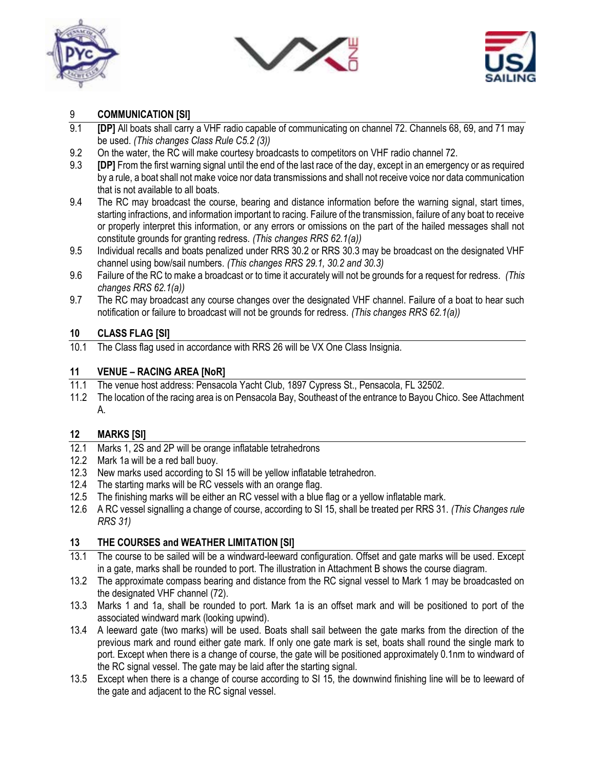## 9 COMMUNICATION [SI]

9.1 **[DP]** All boats shall carry a VHF radio capable of communicating on channel 72. Channels 68, 69, and 71 may be used. *(This changes Class Rule C5.2 (3))*

9.2 On the water, the RC will make courtesy broadcasts to competitors on VHF radio channel 72.

9.3 **[DP]** From the first warning signal until the end of the last race of the day, except in an emergency or as required by a rule, a boat shall not make voice nor data transmissions and shall not receive voice nor data communication that is not available to all boats.

9.4 The RC may broadcast the course, bearing and distance information before the warning signal, start times, starting infractions, and information important to racing. Failure of the transmission, failure of any boat to receive or properly interpret this information, or any errors or omissions on the part of the hailed messages shall not constitute grounds for granting redress. *(This changes RRS 62.1(a))*

9.5 Individual recalls and boats penalized under RRS 30.2 or RRS 30.3 may be broadcast on the designated VHF channel using bow/sail numbers. *(This changes RRS 29.1, 30.2 and 30.3)*

9.6 Failure of the RC to make a broadcast or to time it accurately will not be grounds for a request for redress. *(This changes RRS 62.1(a))*

9.7 The RC may broadcast any course changes over the designated VHF channel. Failure of a boat to hear such notification or failure to broadcast will not be grounds for redress. *(This changes RRS 62.1(a))*

## 10 CLASS FLAG [SI]

10.1 The Class flag used in accordance with RRS 26 will be VX One Class Insignia.

## 11 VENUE – RACING AREA [NoR]

11.1 The venue host address: Pensacola Yacht Club, 1897 Cypress St., Pensacola, FL 32502.

11.2 The location of the racing area is on Pensacola Bay, Southeast of the entrance to Bayou Chico. See Attachment A.

## 12 MARKS [SI]

12.1 Marks 1, 2S and 2P will be orange inflatable tetrahedrons

12.2 Mark 1a will be a red ball buoy.

12.3 New marks used according to SI 15 will be yellow inflatable tetrahedron.

12.4 The starting marks will be RC vessels with an orange flag.

12.5 The finishing marks will be either an RC vessel with a blue flag or a yellow inflatable mark.

12.6 A RC vessel signalling a change of course, according to SI 15, shall be treated per RRS 31. *(This Changes rule RRS 31)*

## 13 THE COURSES and WEATHER LIMITATION [SI]

13.1 The course to be sailed will be a windward-leeward configuration. Offset and gate marks will be used. Except in a gate, marks shall be rounded to port. The illustration in Attachment B shows the course diagram.

13.2 The approximate compass bearing and distance from the RC signal vessel to Mark 1 may be broadcasted on the designated VHF channel (72).

13.3 Marks 1 and 1a, shall be rounded to port. Mark 1a is an offset mark and will be positioned to port of the associated windward mark (looking upwind).

13.4 A leeward gate (two marks) will be used. Boats shall sail between the gate marks from the direction of the previous mark and round either gate mark. If only one gate mark is set, boats shall round the single mark to port. Except when there is a change of course, the gate will be positioned approximately 0.1nm to windward of the RC signal vessel. The gate may be laid after the starting signal.

13.5 Except when there is a change of course according to SI 15, the downwind finishing line will be to leeward of the gate and adjacent to the RC signal vessel.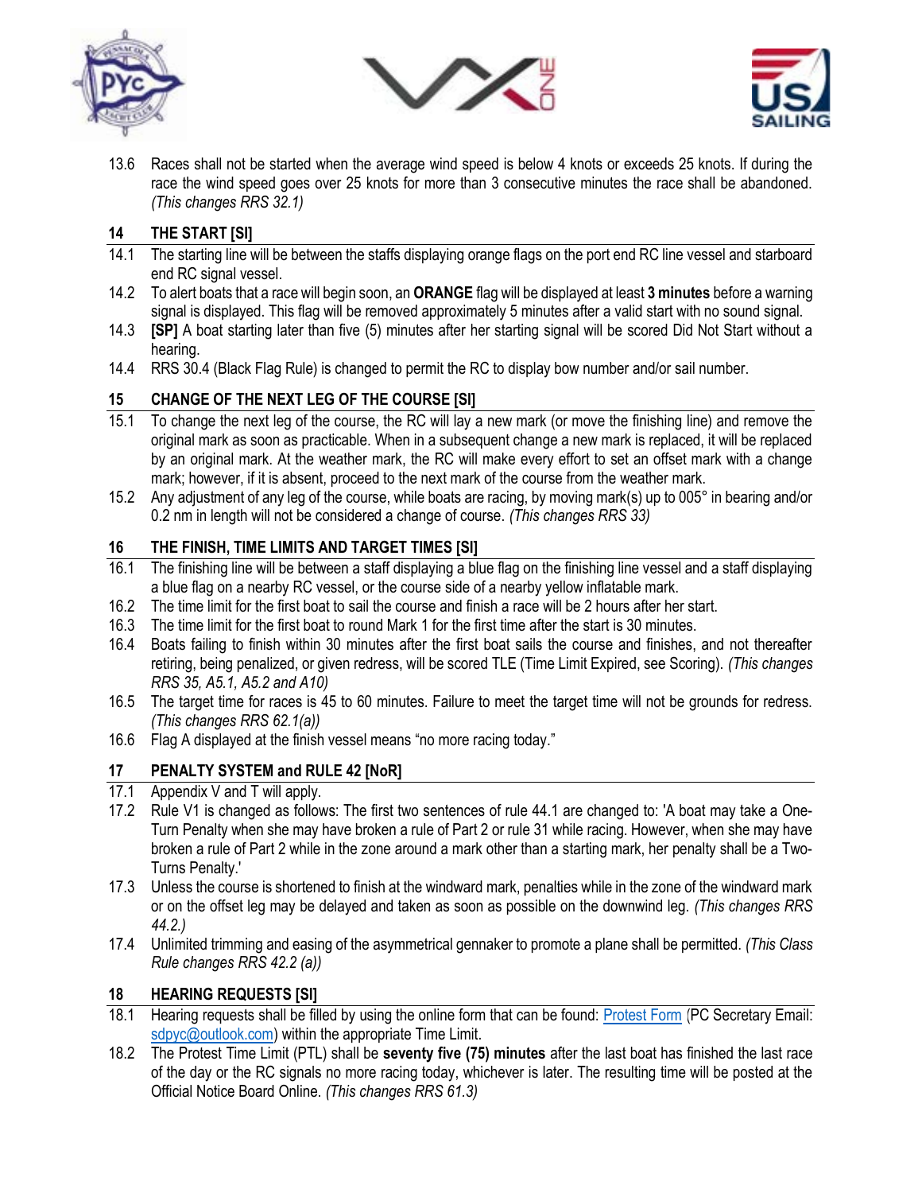13.6 Races shall not be started when the average wind speed is below 4 knots or exceeds 25 knots. If during the race the wind speed goes over 25 knots for more than 3 consecutive minutes the race shall be abandoned. *(This changes RRS 32.1)*

## 14 THE START [SI]

14.1 The starting line will be between the staffs displaying orange flags on the port end RC line vessel and starboard end RC signal vessel.

14.2 To alert boats that a race will begin soon, an **ORANGE** flag will be displayed at least **3 minutes** before a warning signal is displayed. This flag will be removed approximately 5 minutes after a valid start with no sound signal.

14.3 **[SP]** A boat starting later than five (5) minutes after her starting signal will be scored Did Not Start without a hearing.

14.4 RRS 30.4 (Black Flag Rule) is changed to permit the RC to display bow number and/or sail number.

## 15 CHANGE OF THE NEXT LEG OF THE COURSE [SI]

15.1 To change the next leg of the course, the RC will lay a new mark (or move the finishing line) and remove the original mark as soon as practicable. When in a subsequent change a new mark is replaced, it will be replaced by an original mark. At the weather mark, the RC will make every effort to set an offset mark with a change mark; however, if it is absent, proceed to the next mark of the course from the weather mark.

15.2 Any adjustment of any leg of the course, while boats are racing, by moving mark(s) up to 005° in bearing and/or 0.2 nm in length will not be considered a change of course. *(This changes RRS 33)*

## 16 THE FINISH, TIME LIMITS AND TARGET TIMES [SI]

16.1 The finishing line will be between a staff displaying a blue flag on the finishing line vessel and a staff displaying a blue flag on a nearby RC vessel, or the course side of a nearby yellow inflatable mark.

16.2 The time limit for the first boat to sail the course and finish a race will be 2 hours after her start.

16.3 The time limit for the first boat to round Mark 1 for the first time after the start is 30 minutes.

16.4 Boats failing to finish within 30 minutes after the first boat sails the course and finishes, and not thereafter retiring, being penalized, or given redress, will be scored TLE (Time Limit Expired, see Scoring). *(This changes RRS 35, A5.1, A5.2 and A10)*

16.5 The target time for races is 45 to 60 minutes. Failure to meet the target time will not be grounds for redress. *(This changes RRS 62.1(a))*

16.6 Flag A displayed at the finish vessel means "no more racing today."

## 17 PENALTY SYSTEM and RULE 42 [NoR]

17.1 Appendix V and T will apply.

17.2 Rule V1 is changed as follows: The first two sentences of rule 44.1 are changed to: 'A boat may take a One-Turn Penalty when she may have broken a rule of Part 2 or rule 31 while racing. However, when she may have broken a rule of Part 2 while in the zone around a mark other than a starting mark, her penalty shall be a Two-Turns Penalty.'

17.3 Unless the course is shortened to finish at the windward mark, penalties while in the zone of the windward mark or on the offset leg may be delayed and taken as soon as possible on the downwind leg. *(This changes RRS 44.2.)*

17.4 Unlimited trimming and easing of the asymmetrical gennaker to promote a plane shall be permitted. *(This Class Rule changes RRS 42.2 (a))*

## 18 HEARING REQUESTS [SI]

18.1 Hearing requests shall be filled by using the online form that can be found: Protest Form (PC Secretary Email: sdpyc@outlook.com) within the appropriate Time Limit.

18.2 The Protest Time Limit (PTL) shall be **seventy five (75) minutes** after the last boat has finished the last race of the day or the RC signals no more racing today, whichever is later. The resulting time will be posted at the Official Notice Board Online. *(This changes RRS 61.3)*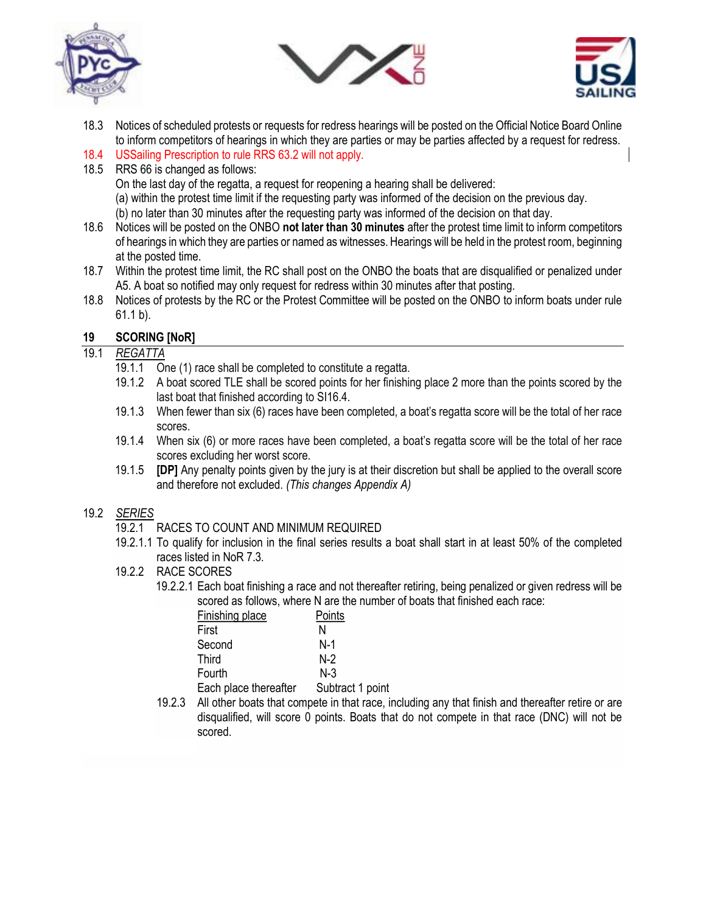18.3 Notices of scheduled protests or requests for redress hearings will be posted on the Official Notice Board Online to inform competitors of hearings in which they are parties or may be parties affected by a request for redress.

18.4 USSailing Prescription to rule RRS 63.2 will not apply.

18.5 RRS 66 is changed as follows:
On the last day of the regatta, a request for reopening a hearing shall be delivered:
(a) within the protest time limit if the requesting party was informed of the decision on the previous day.
(b) no later than 30 minutes after the requesting party was informed of the decision on that day.

18.6 Notices will be posted on the ONBO **not later than 30 minutes** after the protest time limit to inform competitors of hearings in which they are parties or named as witnesses. Hearings will be held in the protest room, beginning at the posted time.

18.7 Within the protest time limit, the RC shall post on the ONBO the boats that are disqualified or penalized under A5. A boat so notified may only request for redress within 30 minutes after that posting.

18.8 Notices of protests by the RC or the Protest Committee will be posted on the ONBO to inform boats under rule 61.1 b).

## 19 SCORING [NoR]

19.1 *REGATTA*

19.1.1 One (1) race shall be completed to constitute a regatta.

19.1.2 A boat scored TLE shall be scored points for her finishing place 2 more than the points scored by the last boat that finished according to SI16.4.

19.1.3 When fewer than six (6) races have been completed, a boat's regatta score will be the total of her race scores.

19.1.4 When six (6) or more races have been completed, a boat's regatta score will be the total of her race scores excluding her worst score.

19.1.5 **[DP]** Any penalty points given by the jury is at their discretion but shall be applied to the overall score and therefore not excluded. *(This changes Appendix A)*

19.2 *SERIES*

19.2.1 RACES TO COUNT AND MINIMUM REQUIRED

19.2.1.1 To qualify for inclusion in the final series results a boat shall start in at least 50% of the completed races listed in NoR 7.3.

19.2.2 RACE SCORES

19.2.2.1 Each boat finishing a race and not thereafter retiring, being penalized or given redress will be scored as follows, where N are the number of boats that finished each race:

| Finishing place | Points |
|---|---|
| First | N |
| Second | N-1 |
| Third | N-2 |
| Fourth | N-3 |
| Each place thereafter | Subtract 1 point |

19.2.3 All other boats that compete in that race, including any that finish and thereafter retire or are disqualified, will score 0 points. Boats that do not compete in that race (DNC) will not be scored.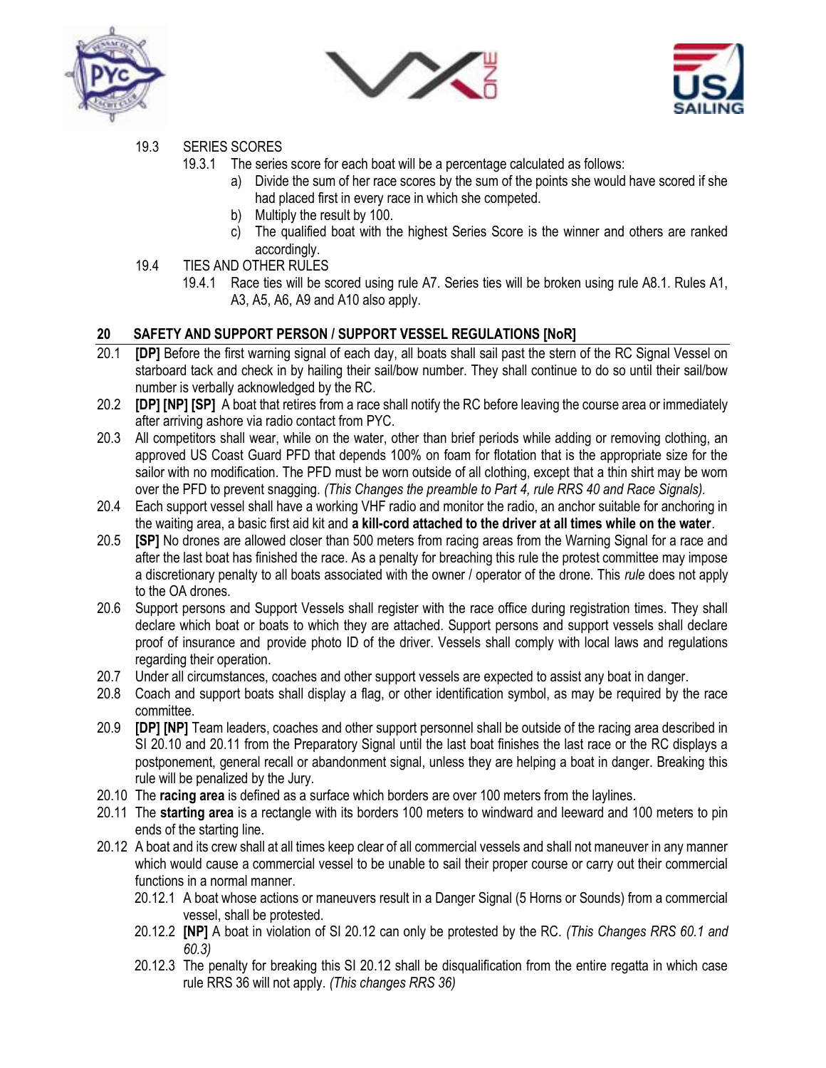19.3 SERIES SCORES

19.3.1 The series score for each boat will be a percentage calculated as follows:

a) Divide the sum of her race scores by the sum of the points she would have scored if she had placed first in every race in which she competed.

b) Multiply the result by 100.

c) The qualified boat with the highest Series Score is the winner and others are ranked accordingly.

19.4 TIES AND OTHER RULES

19.4.1 Race ties will be scored using rule A7. Series ties will be broken using rule A8.1. Rules A1, A3, A5, A6, A9 and A10 also apply.

## 20 SAFETY AND SUPPORT PERSON / SUPPORT VESSEL REGULATIONS [NoR]

20.1 **[DP]** Before the first warning signal of each day, all boats shall sail past the stern of the RC Signal Vessel on starboard tack and check in by hailing their sail/bow number. They shall continue to do so until their sail/bow number is verbally acknowledged by the RC.

20.2 **[DP] [NP] [SP]** A boat that retires from a race shall notify the RC before leaving the course area or immediately after arriving ashore via radio contact from PYC.

20.3 All competitors shall wear, while on the water, other than brief periods while adding or removing clothing, an approved US Coast Guard PFD that depends 100% on foam for flotation that is the appropriate size for the sailor with no modification. The PFD must be worn outside of all clothing, except that a thin shirt may be worn over the PFD to prevent snagging. *(This Changes the preamble to Part 4, rule RRS 40 and Race Signals).*

20.4 Each support vessel shall have a working VHF radio and monitor the radio, an anchor suitable for anchoring in the waiting area, a basic first aid kit and **a kill-cord attached to the driver at all times while on the water**.

20.5 **[SP]** No drones are allowed closer than 500 meters from racing areas from the Warning Signal for a race and after the last boat has finished the race. As a penalty for breaching this rule the protest committee may impose a discretionary penalty to all boats associated with the owner / operator of the drone. This *rule* does not apply to the OA drones.

20.6 Support persons and Support Vessels shall register with the race office during registration times. They shall declare which boat or boats to which they are attached. Support persons and support vessels shall declare proof of insurance and provide photo ID of the driver. Vessels shall comply with local laws and regulations regarding their operation.

20.7 Under all circumstances, coaches and other support vessels are expected to assist any boat in danger.

20.8 Coach and support boats shall display a flag, or other identification symbol, as may be required by the race committee.

20.9 **[DP] [NP]** Team leaders, coaches and other support personnel shall be outside of the racing area described in SI 20.10 and 20.11 from the Preparatory Signal until the last boat finishes the last race or the RC displays a postponement, general recall or abandonment signal, unless they are helping a boat in danger. Breaking this rule will be penalized by the Jury.

20.10 The **racing area** is defined as a surface which borders are over 100 meters from the laylines.

20.11 The **starting area** is a rectangle with its borders 100 meters to windward and leeward and 100 meters to pin ends of the starting line.

20.12 A boat and its crew shall at all times keep clear of all commercial vessels and shall not maneuver in any manner which would cause a commercial vessel to be unable to sail their proper course or carry out their commercial functions in a normal manner.

20.12.1 A boat whose actions or maneuvers result in a Danger Signal (5 Horns or Sounds) from a commercial vessel, shall be protested.

20.12.2 **[NP]** A boat in violation of SI 20.12 can only be protested by the RC. *(This Changes RRS 60.1 and 60.3)*

20.12.3 The penalty for breaking this SI 20.12 shall be disqualification from the entire regatta in which case rule RRS 36 will not apply. *(This changes RRS 36)*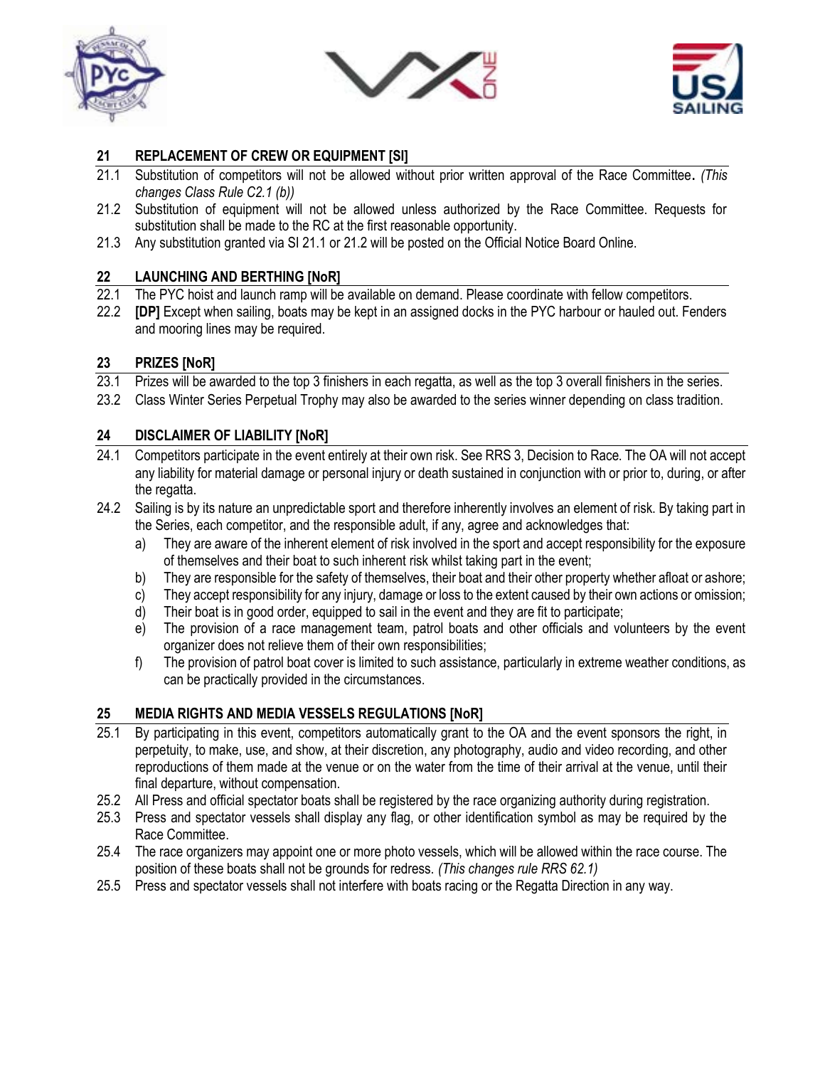## 21 REPLACEMENT OF CREW OR EQUIPMENT [SI]

21.1 Substitution of competitors will not be allowed without prior written approval of the Race Committee. *(This changes Class Rule C2.1 (b))*

21.2 Substitution of equipment will not be allowed unless authorized by the Race Committee. Requests for substitution shall be made to the RC at the first reasonable opportunity.

21.3 Any substitution granted via SI 21.1 or 21.2 will be posted on the Official Notice Board Online.

## 22 LAUNCHING AND BERTHING [NoR]

22.1 The PYC hoist and launch ramp will be available on demand. Please coordinate with fellow competitors.

22.2 **[DP]** Except when sailing, boats may be kept in an assigned docks in the PYC harbour or hauled out. Fenders and mooring lines may be required.

## 23 PRIZES [NoR]

23.1 Prizes will be awarded to the top 3 finishers in each regatta, as well as the top 3 overall finishers in the series.

23.2 Class Winter Series Perpetual Trophy may also be awarded to the series winner depending on class tradition.

## 24 DISCLAIMER OF LIABILITY [NoR]

24.1 Competitors participate in the event entirely at their own risk. See RRS 3, Decision to Race. The OA will not accept any liability for material damage or personal injury or death sustained in conjunction with or prior to, during, or after the regatta.

24.2 Sailing is by its nature an unpredictable sport and therefore inherently involves an element of risk. By taking part in the Series, each competitor, and the responsible adult, if any, agree and acknowledges that:

a) They are aware of the inherent element of risk involved in the sport and accept responsibility for the exposure of themselves and their boat to such inherent risk whilst taking part in the event;
b) They are responsible for the safety of themselves, their boat and their other property whether afloat or ashore;
c) They accept responsibility for any injury, damage or loss to the extent caused by their own actions or omission;
d) Their boat is in good order, equipped to sail in the event and they are fit to participate;
e) The provision of a race management team, patrol boats and other officials and volunteers by the event organizer does not relieve them of their own responsibilities;
f) The provision of patrol boat cover is limited to such assistance, particularly in extreme weather conditions, as can be practically provided in the circumstances.

## 25 MEDIA RIGHTS AND MEDIA VESSELS REGULATIONS [NoR]

25.1 By participating in this event, competitors automatically grant to the OA and the event sponsors the right, in perpetuity, to make, use, and show, at their discretion, any photography, audio and video recording, and other reproductions of them made at the venue or on the water from the time of their arrival at the venue, until their final departure, without compensation.

25.2 All Press and official spectator boats shall be registered by the race organizing authority during registration.

25.3 Press and spectator vessels shall display any flag, or other identification symbol as may be required by the Race Committee.

25.4 The race organizers may appoint one or more photo vessels, which will be allowed within the race course. The position of these boats shall not be grounds for redress. *(This changes rule RRS 62.1)*

25.5 Press and spectator vessels shall not interfere with boats racing or the Regatta Direction in any way.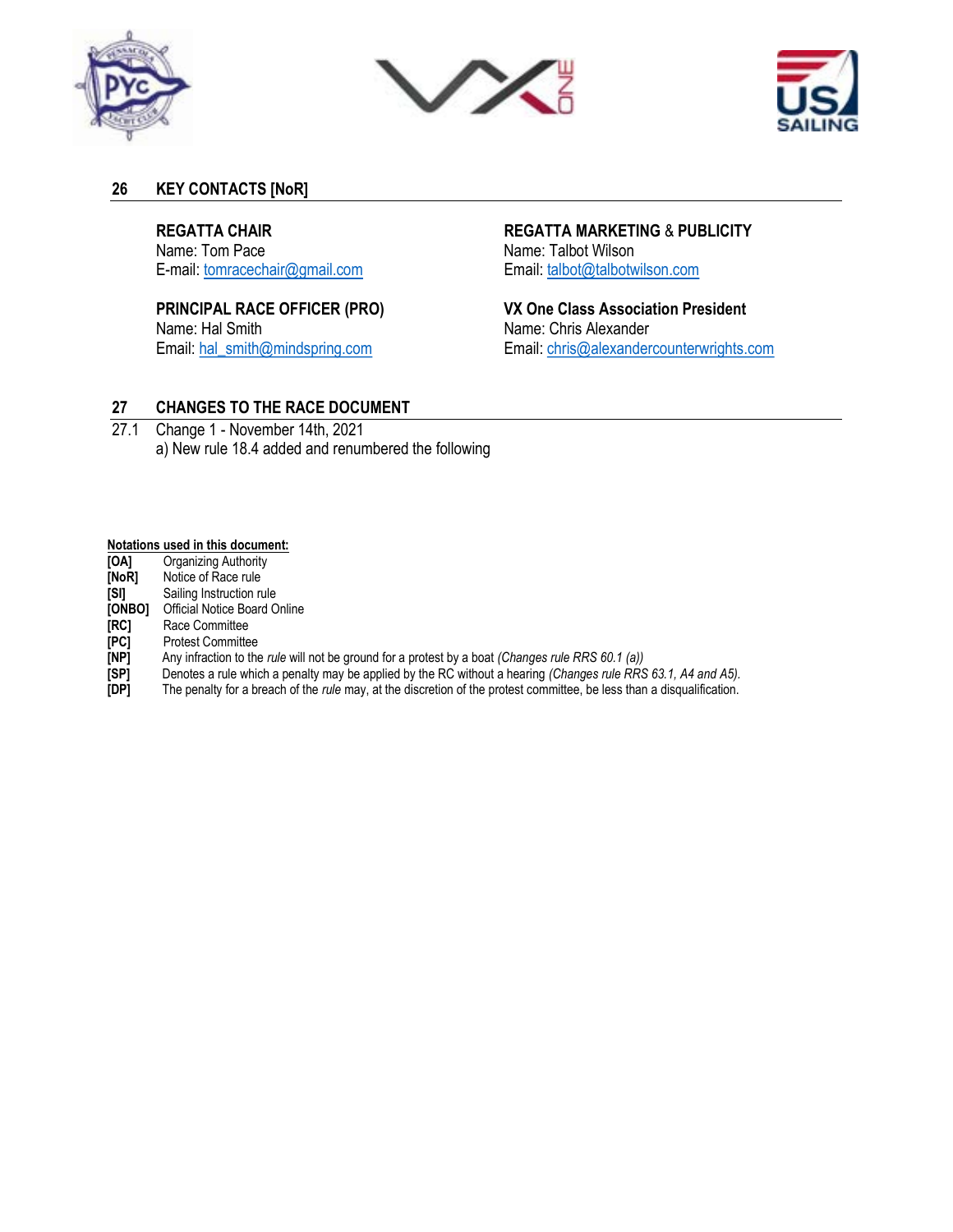## 26 KEY CONTACTS [NoR]

**REGATTA CHAIR**
Name: Tom Pace
E-mail: tomracechair@gmail.com

**PRINCIPAL RACE OFFICER (PRO)**
Name: Hal Smith
Email: hal_smith@mindspring.com

**REGATTA MARKETING & PUBLICITY**
Name: Talbot Wilson
Email: talbot@talbotwilson.com

**VX One Class Association President**
Name: Chris Alexander
Email: chris@alexandercounterwrights.com

## 27 CHANGES TO THE RACE DOCUMENT

27.1 Change 1 - November 14th, 2021
a) New rule 18.4 added and renumbered the following

**Notations used in this document:**

| | |
|---|---|
| **[OA]** | Organizing Authority |
| **[NoR]** | Notice of Race rule |
| **[SI]** | Sailing Instruction rule |
| **[ONBO]** | Official Notice Board Online |
| **[RC]** | Race Committee |
| **[PC]** | Protest Committee |
| **[NP]** | Any infraction to the *rule* will not be ground for a protest by a boat *(Changes rule RRS 60.1 (a))* |
| **[SP]** | Denotes a rule which a penalty may be applied by the RC without a hearing *(Changes rule RRS 63.1, A4 and A5).* |
| **[DP]** | The penalty for a breach of the *rule* may, at the discretion of the protest committee, be less than a disqualification. |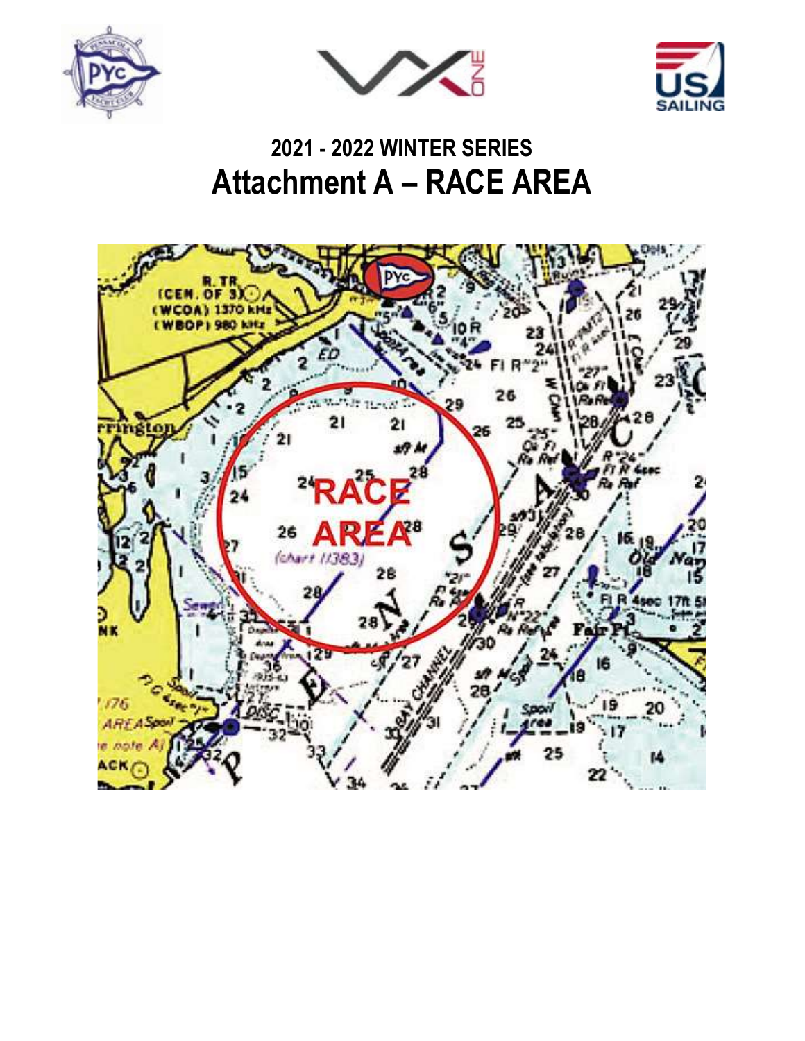## 2021 - 2022 WINTER SERIES

# Attachment A – RACE AREA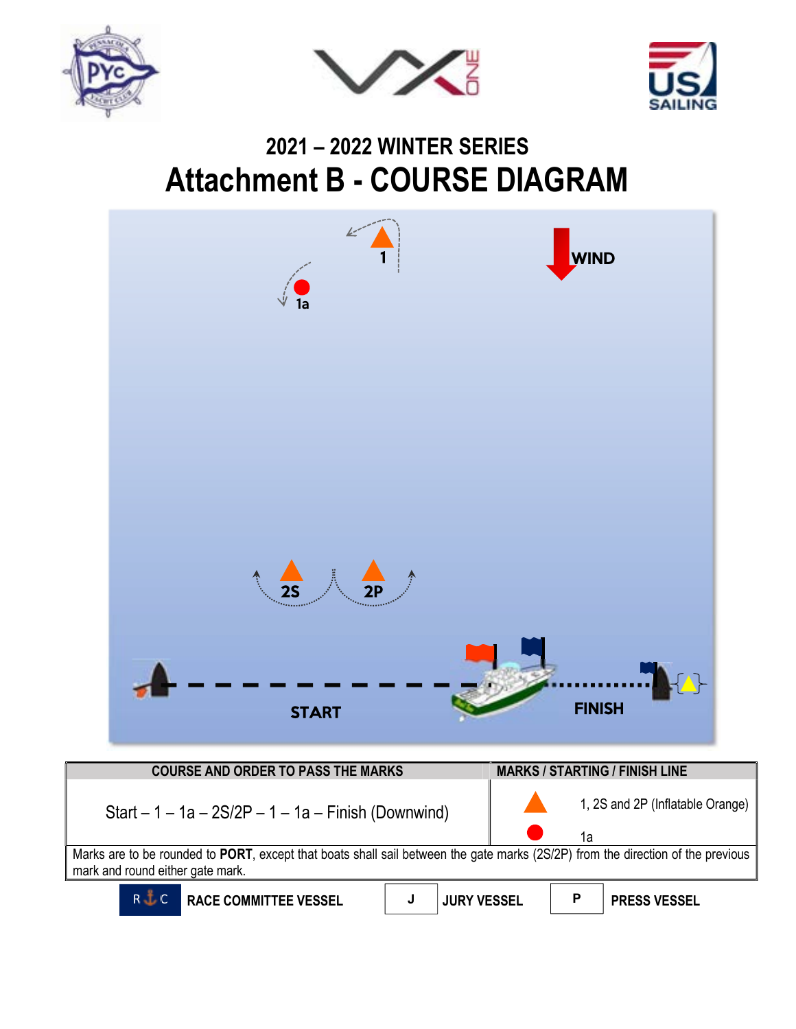# 2021 – 2022 WINTER SERIES

# Attachment B - COURSE DIAGRAM

WIND

1

1a

2S

2P

START

FINISH

| COURSE AND ORDER TO PASS THE MARKS | MARKS / STARTING / FINISH LINE |
|---|---|
| Start – 1 – 1a – 2S/2P – 1 – 1a – Finish (Downwind) | ▲ 1, 2S and 2P (Inflatable Orange)<br>● 1a |
| Marks are to be rounded to **PORT**, except that boats shall sail between the gate marks (2S/2P) from the direction of the previous mark and round either gate mark. | |

R C **RACE COMMITTEE VESSEL** J **JURY VESSEL** P **PRESS VESSEL**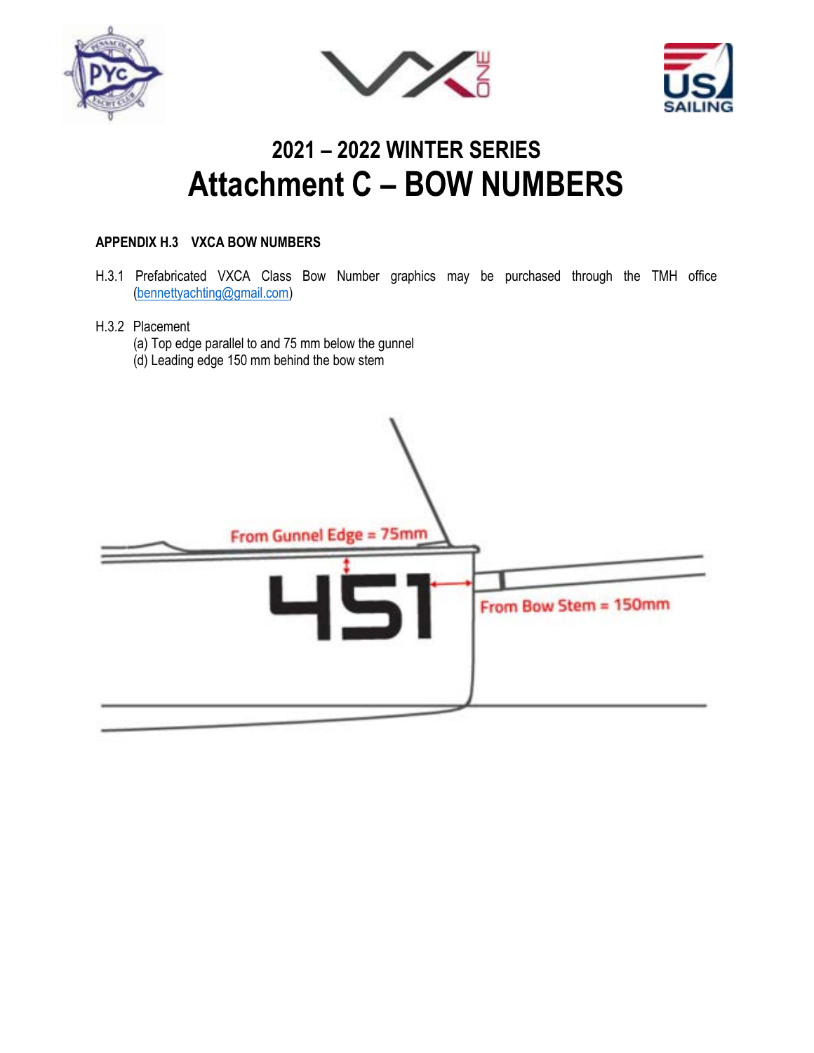## 2021 – 2022 WINTER SERIES

# Attachment C – BOW NUMBERS

**APPENDIX H.3 VXCA BOW NUMBERS**

H.3.1 Prefabricated VXCA Class Bow Number graphics may be purchased through the TMH office (bennettyachting@gmail.com)

H.3.2 Placement

(a) Top edge parallel to and 75 mm below the gunnel

(d) Leading edge 150 mm behind the bow stem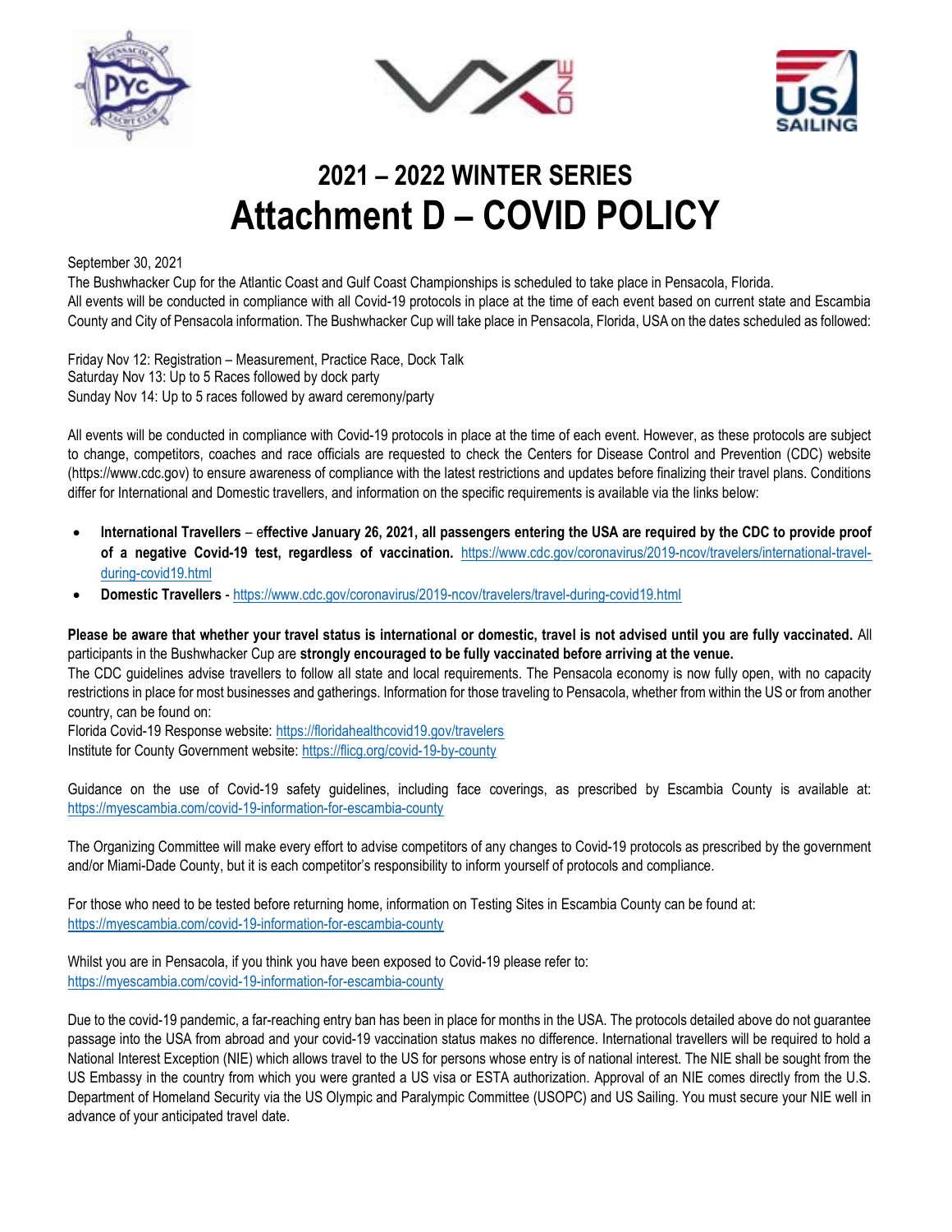# 2021 – 2022 WINTER SERIES

# Attachment D – COVID POLICY

September 30, 2021
The Bushwhacker Cup for the Atlantic Coast and Gulf Coast Championships is scheduled to take place in Pensacola, Florida.
All events will be conducted in compliance with all Covid-19 protocols in place at the time of each event based on current state and Escambia County and City of Pensacola information. The Bushwhacker Cup will take place in Pensacola, Florida, USA on the dates scheduled as followed:

Friday Nov 12: Registration – Measurement, Practice Race, Dock Talk
Saturday Nov 13: Up to 5 Races followed by dock party
Sunday Nov 14: Up to 5 races followed by award ceremony/party

All events will be conducted in compliance with Covid-19 protocols in place at the time of each event. However, as these protocols are subject to change, competitors, coaches and race officials are requested to check the Centers for Disease Control and Prevention (CDC) website (https://www.cdc.gov) to ensure awareness of compliance with the latest restrictions and updates before finalizing their travel plans. Conditions differ for International and Domestic travellers, and information on the specific requirements is available via the links below:

- **International Travellers** – e**ffective January 26, 2021, all passengers entering the USA are required by the CDC to provide proof of a negative Covid-19 test, regardless of vaccination.** https://www.cdc.gov/coronavirus/2019-ncov/travelers/international-travel-during-covid19.html
- **Domestic Travellers** - https://www.cdc.gov/coronavirus/2019-ncov/travelers/travel-during-covid19.html

**Please be aware that whether your travel status is international or domestic, travel is not advised until you are fully vaccinated.** All participants in the Bushwhacker Cup are **strongly encouraged to be fully vaccinated before arriving at the venue.**
The CDC guidelines advise travellers to follow all state and local requirements. The Pensacola economy is now fully open, with no capacity restrictions in place for most businesses and gatherings. Information for those traveling to Pensacola, whether from within the US or from another country, can be found on:
Florida Covid-19 Response website: https://floridahealthcovid19.gov/travelers
Institute for County Government website: https://flicg.org/covid-19-by-county

Guidance on the use of Covid-19 safety guidelines, including face coverings, as prescribed by Escambia County is available at: https://myescambia.com/covid-19-information-for-escambia-county

The Organizing Committee will make every effort to advise competitors of any changes to Covid-19 protocols as prescribed by the government and/or Miami-Dade County, but it is each competitor's responsibility to inform yourself of protocols and compliance.

For those who need to be tested before returning home, information on Testing Sites in Escambia County can be found at:
https://myescambia.com/covid-19-information-for-escambia-county

Whilst you are in Pensacola, if you think you have been exposed to Covid-19 please refer to:
https://myescambia.com/covid-19-information-for-escambia-county

Due to the covid-19 pandemic, a far-reaching entry ban has been in place for months in the USA. The protocols detailed above do not guarantee passage into the USA from abroad and your covid-19 vaccination status makes no difference. International travellers will be required to hold a National Interest Exception (NIE) which allows travel to the US for persons whose entry is of national interest. The NIE shall be sought from the US Embassy in the country from which you were granted a US visa or ESTA authorization. Approval of an NIE comes directly from the U.S. Department of Homeland Security via the US Olympic and Paralympic Committee (USOPC) and US Sailing. You must secure your NIE well in advance of your anticipated travel date.